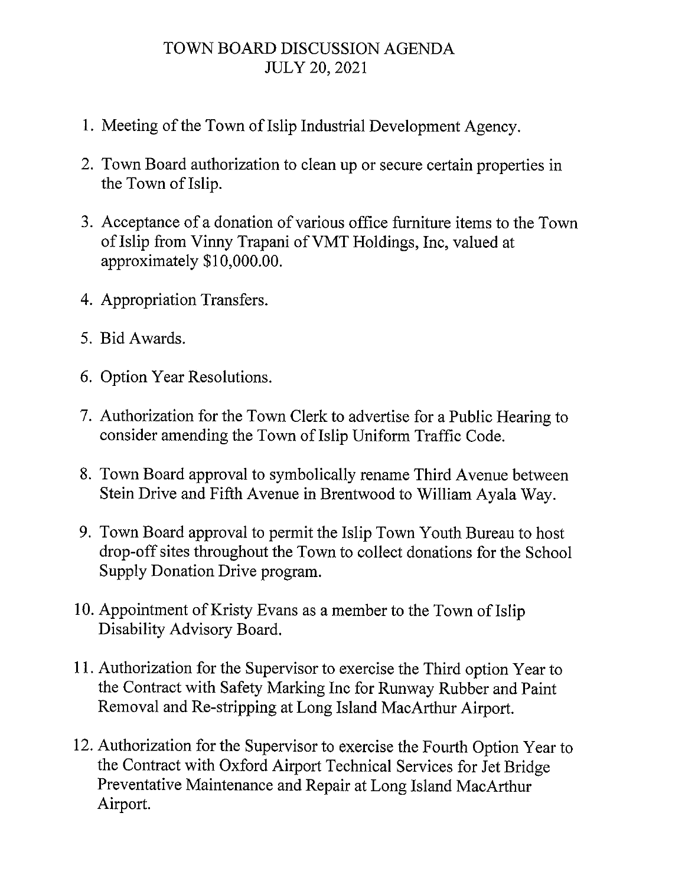# TOWN BOARD DISCUSSION AGENDA
## JULY 20, 2021

1. Meeting of the Town of Islip Industrial Development Agency.

2. Town Board authorization to clean up or secure certain properties in the Town of Islip.

3. Acceptance of a donation of various office furniture items to the Town of Islip from Vinny Trapani of VMT Holdings, Inc, valued at approximately $10,000.00.

4. Appropriation Transfers.

5. Bid Awards.

6. Option Year Resolutions.

7. Authorization for the Town Clerk to advertise for a Public Hearing to consider amending the Town of Islip Uniform Traffic Code.

8. Town Board approval to symbolically rename Third Avenue between Stein Drive and Fifth Avenue in Brentwood to William Ayala Way.

9. Town Board approval to permit the Islip Town Youth Bureau to host drop-off sites throughout the Town to collect donations for the School Supply Donation Drive program.

10. Appointment of Kristy Evans as a member to the Town of Islip Disability Advisory Board.

11. Authorization for the Supervisor to exercise the Third option Year to the Contract with Safety Marking Inc for Runway Rubber and Paint Removal and Re-stripping at Long Island MacArthur Airport.

12. Authorization for the Supervisor to exercise the Fourth Option Year to the Contract with Oxford Airport Technical Services for Jet Bridge Preventative Maintenance and Repair at Long Island MacArthur Airport.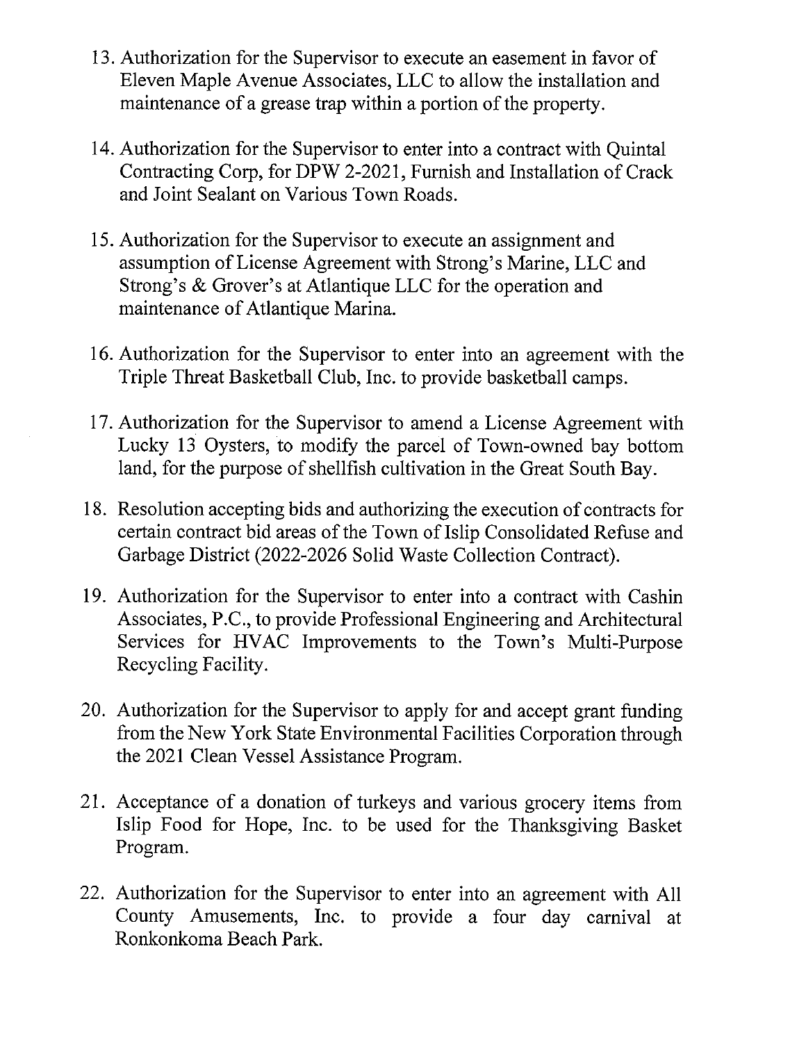13. Authorization for the Supervisor to execute an easement in favor of Eleven Maple Avenue Associates, LLC to allow the installation and maintenance of a grease trap within a portion of the property.

14. Authorization for the Supervisor to enter into a contract with Quintal Contracting Corp, for DPW 2-2021, Furnish and Installation of Crack and Joint Sealant on Various Town Roads.

15. Authorization for the Supervisor to execute an assignment and assumption of License Agreement with Strong's Marine, LLC and Strong's & Grover's at Atlantique LLC for the operation and maintenance of Atlantique Marina.

16. Authorization for the Supervisor to enter into an agreement with the Triple Threat Basketball Club, Inc. to provide basketball camps.

17. Authorization for the Supervisor to amend a License Agreement with Lucky 13 Oysters, to modify the parcel of Town-owned bay bottom land, for the purpose of shellfish cultivation in the Great South Bay.

18. Resolution accepting bids and authorizing the execution of contracts for certain contract bid areas of the Town of Islip Consolidated Refuse and Garbage District (2022-2026 Solid Waste Collection Contract).

19. Authorization for the Supervisor to enter into a contract with Cashin Associates, P.C., to provide Professional Engineering and Architectural Services for HVAC Improvements to the Town's Multi-Purpose Recycling Facility.

20. Authorization for the Supervisor to apply for and accept grant funding from the New York State Environmental Facilities Corporation through the 2021 Clean Vessel Assistance Program.

21. Acceptance of a donation of turkeys and various grocery items from Islip Food for Hope, Inc. to be used for the Thanksgiving Basket Program.

22. Authorization for the Supervisor to enter into an agreement with All County Amusements, Inc. to provide a four day carnival at Ronkonkoma Beach Park.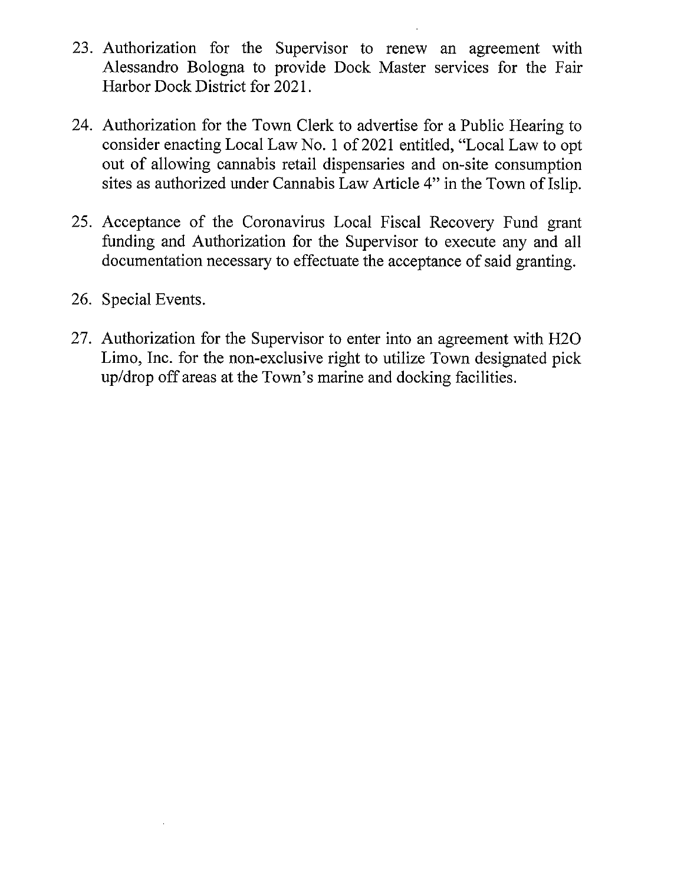23. Authorization for the Supervisor to renew an agreement with Alessandro Bologna to provide Dock Master services for the Fair Harbor Dock District for 2021.

24. Authorization for the Town Clerk to advertise for a Public Hearing to consider enacting Local Law No. 1 of 2021 entitled, "Local Law to opt out of allowing cannabis retail dispensaries and on-site consumption sites as authorized under Cannabis Law Article 4" in the Town of Islip.

25. Acceptance of the Coronavirus Local Fiscal Recovery Fund grant funding and Authorization for the Supervisor to execute any and all documentation necessary to effectuate the acceptance of said granting.

26. Special Events.

27. Authorization for the Supervisor to enter into an agreement with H2O Limo, Inc. for the non-exclusive right to utilize Town designated pick up/drop off areas at the Town's marine and docking facilities.